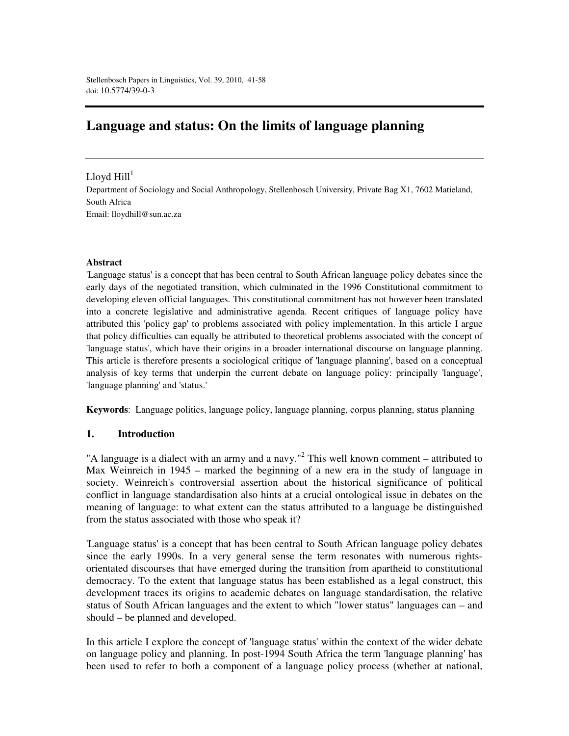Stellenbosch Papers in Linguistics, Vol. 39, 2010, 41-58
doi: 10.5774/39-0-3

# Language and status: On the limits of language planning

Lloyd Hill[1]

Department of Sociology and Social Anthropology, Stellenbosch University, Private Bag X1, 7602 Matieland, South Africa

Email: lloydhill@sun.ac.za

**Abstract**

'Language status' is a concept that has been central to South African language policy debates since the early days of the negotiated transition, which culminated in the 1996 Constitutional commitment to developing eleven official languages. This constitutional commitment has not however been translated into a concrete legislative and administrative agenda. Recent critiques of language policy have attributed this 'policy gap' to problems associated with policy implementation. In this article I argue that policy difficulties can equally be attributed to theoretical problems associated with the concept of 'language status', which have their origins in a broader international discourse on language planning. This article is therefore presents a sociological critique of 'language planning', based on a conceptual analysis of key terms that underpin the current debate on language policy: principally 'language', 'language planning' and 'status.'

**Keywords**: Language politics, language policy, language planning, corpus planning, status planning

## 1. Introduction

"A language is a dialect with an army and a navy."[2] This well known comment – attributed to Max Weinreich in 1945 – marked the beginning of a new era in the study of language in society. Weinreich's controversial assertion about the historical significance of political conflict in language standardisation also hints at a crucial ontological issue in debates on the meaning of language: to what extent can the status attributed to a language be distinguished from the status associated with those who speak it?

'Language status' is a concept that has been central to South African language policy debates since the early 1990s. In a very general sense the term resonates with numerous rights-orientated discourses that have emerged during the transition from apartheid to constitutional democracy. To the extent that language status has been established as a legal construct, this development traces its origins to academic debates on language standardisation, the relative status of South African languages and the extent to which "lower status" languages can – and should – be planned and developed.

In this article I explore the concept of 'language status' within the context of the wider debate on language policy and planning. In post-1994 South Africa the term 'language planning' has been used to refer to both a component of a language policy process (whether at national,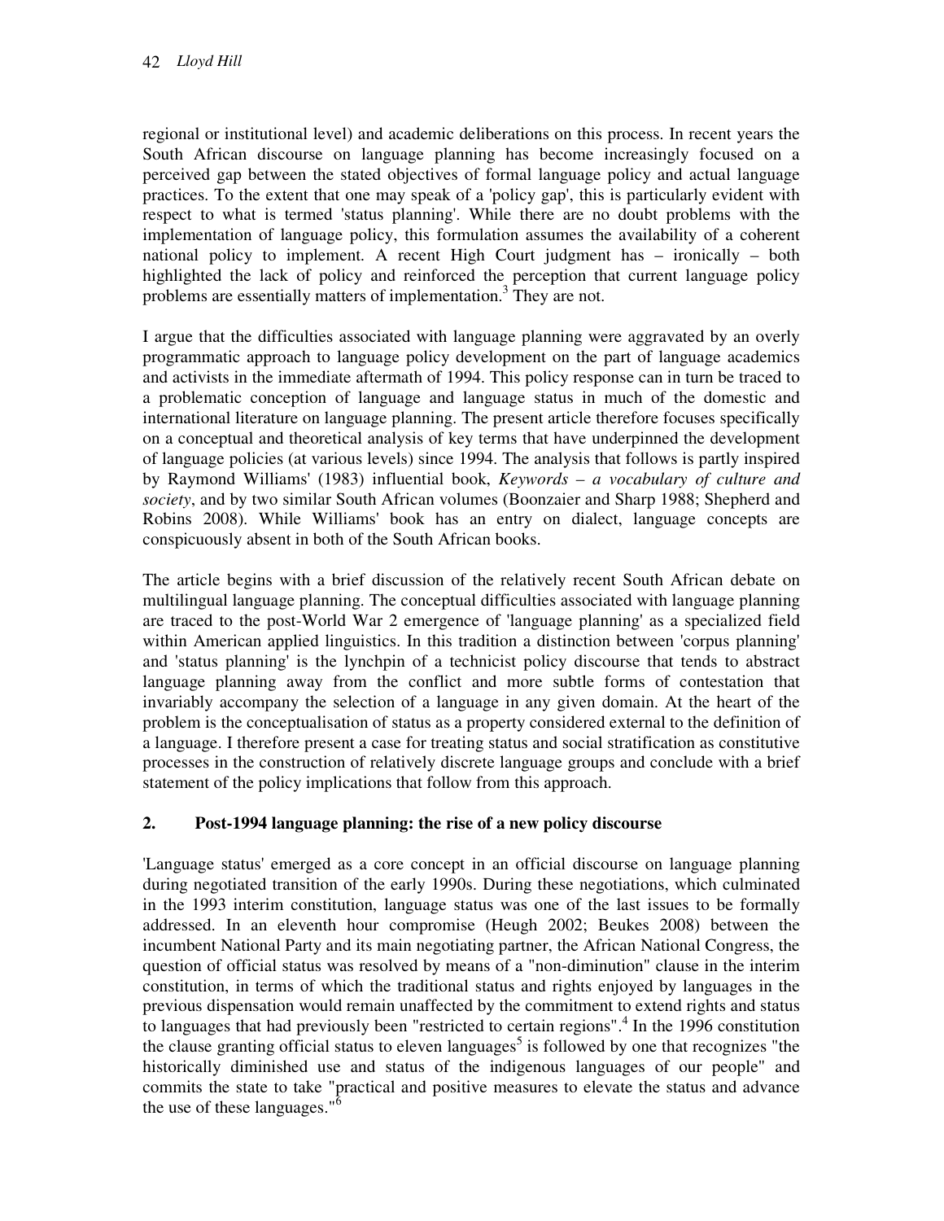regional or institutional level) and academic deliberations on this process. In recent years the South African discourse on language planning has become increasingly focused on a perceived gap between the stated objectives of formal language policy and actual language practices. To the extent that one may speak of a 'policy gap', this is particularly evident with respect to what is termed 'status planning'. While there are no doubt problems with the implementation of language policy, this formulation assumes the availability of a coherent national policy to implement. A recent High Court judgment has – ironically – both highlighted the lack of policy and reinforced the perception that current language policy problems are essentially matters of implementation.[3] They are not.

I argue that the difficulties associated with language planning were aggravated by an overly programmatic approach to language policy development on the part of language academics and activists in the immediate aftermath of 1994. This policy response can in turn be traced to a problematic conception of language and language status in much of the domestic and international literature on language planning. The present article therefore focuses specifically on a conceptual and theoretical analysis of key terms that have underpinned the development of language policies (at various levels) since 1994. The analysis that follows is partly inspired by Raymond Williams' (1983) influential book, *Keywords – a vocabulary of culture and society*, and by two similar South African volumes (Boonzaier and Sharp 1988; Shepherd and Robins 2008). While Williams' book has an entry on dialect, language concepts are conspicuously absent in both of the South African books.

The article begins with a brief discussion of the relatively recent South African debate on multilingual language planning. The conceptual difficulties associated with language planning are traced to the post-World War 2 emergence of 'language planning' as a specialized field within American applied linguistics. In this tradition a distinction between 'corpus planning' and 'status planning' is the lynchpin of a technicist policy discourse that tends to abstract language planning away from the conflict and more subtle forms of contestation that invariably accompany the selection of a language in any given domain. At the heart of the problem is the conceptualisation of status as a property considered external to the definition of a language. I therefore present a case for treating status and social stratification as constitutive processes in the construction of relatively discrete language groups and conclude with a brief statement of the policy implications that follow from this approach.

## 2. Post-1994 language planning: the rise of a new policy discourse

'Language status' emerged as a core concept in an official discourse on language planning during negotiated transition of the early 1990s. During these negotiations, which culminated in the 1993 interim constitution, language status was one of the last issues to be formally addressed. In an eleventh hour compromise (Heugh 2002; Beukes 2008) between the incumbent National Party and its main negotiating partner, the African National Congress, the question of official status was resolved by means of a "non-diminution" clause in the interim constitution, in terms of which the traditional status and rights enjoyed by languages in the previous dispensation would remain unaffected by the commitment to extend rights and status to languages that had previously been "restricted to certain regions".[4] In the 1996 constitution the clause granting official status to eleven languages[5] is followed by one that recognizes "the historically diminished use and status of the indigenous languages of our people" and commits the state to take "practical and positive measures to elevate the status and advance the use of these languages."[6]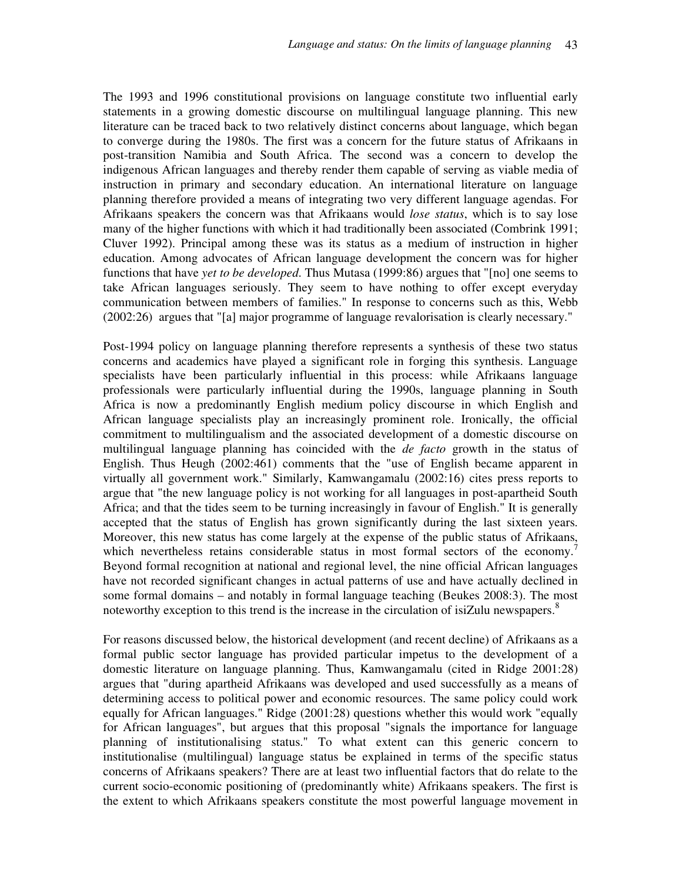The 1993 and 1996 constitutional provisions on language constitute two influential early statements in a growing domestic discourse on multilingual language planning. This new literature can be traced back to two relatively distinct concerns about language, which began to converge during the 1980s. The first was a concern for the future status of Afrikaans in post-transition Namibia and South Africa. The second was a concern to develop the indigenous African languages and thereby render them capable of serving as viable media of instruction in primary and secondary education. An international literature on language planning therefore provided a means of integrating two very different language agendas. For Afrikaans speakers the concern was that Afrikaans would *lose status*, which is to say lose many of the higher functions with which it had traditionally been associated (Combrink 1991; Cluver 1992). Principal among these was its status as a medium of instruction in higher education. Among advocates of African language development the concern was for higher functions that have *yet to be developed*. Thus Mutasa (1999:86) argues that "[no] one seems to take African languages seriously. They seem to have nothing to offer except everyday communication between members of families." In response to concerns such as this, Webb (2002:26) argues that "[a] major programme of language revalorisation is clearly necessary."

Post-1994 policy on language planning therefore represents a synthesis of these two status concerns and academics have played a significant role in forging this synthesis. Language specialists have been particularly influential in this process: while Afrikaans language professionals were particularly influential during the 1990s, language planning in South Africa is now a predominantly English medium policy discourse in which English and African language specialists play an increasingly prominent role. Ironically, the official commitment to multilingualism and the associated development of a domestic discourse on multilingual language planning has coincided with the *de facto* growth in the status of English. Thus Heugh (2002:461) comments that the "use of English became apparent in virtually all government work." Similarly, Kamwangamalu (2002:16) cites press reports to argue that "the new language policy is not working for all languages in post-apartheid South Africa; and that the tides seem to be turning increasingly in favour of English." It is generally accepted that the status of English has grown significantly during the last sixteen years. Moreover, this new status has come largely at the expense of the public status of Afrikaans, which nevertheless retains considerable status in most formal sectors of the economy.[7] Beyond formal recognition at national and regional level, the nine official African languages have not recorded significant changes in actual patterns of use and have actually declined in some formal domains – and notably in formal language teaching (Beukes 2008:3). The most noteworthy exception to this trend is the increase in the circulation of isiZulu newspapers.[8]

For reasons discussed below, the historical development (and recent decline) of Afrikaans as a formal public sector language has provided particular impetus to the development of a domestic literature on language planning. Thus, Kamwangamalu (cited in Ridge 2001:28) argues that "during apartheid Afrikaans was developed and used successfully as a means of determining access to political power and economic resources. The same policy could work equally for African languages." Ridge (2001:28) questions whether this would work "equally for African languages", but argues that this proposal "signals the importance for language planning of institutionalising status." To what extent can this generic concern to institutionalise (multilingual) language status be explained in terms of the specific status concerns of Afrikaans speakers? There are at least two influential factors that do relate to the current socio-economic positioning of (predominantly white) Afrikaans speakers. The first is the extent to which Afrikaans speakers constitute the most powerful language movement in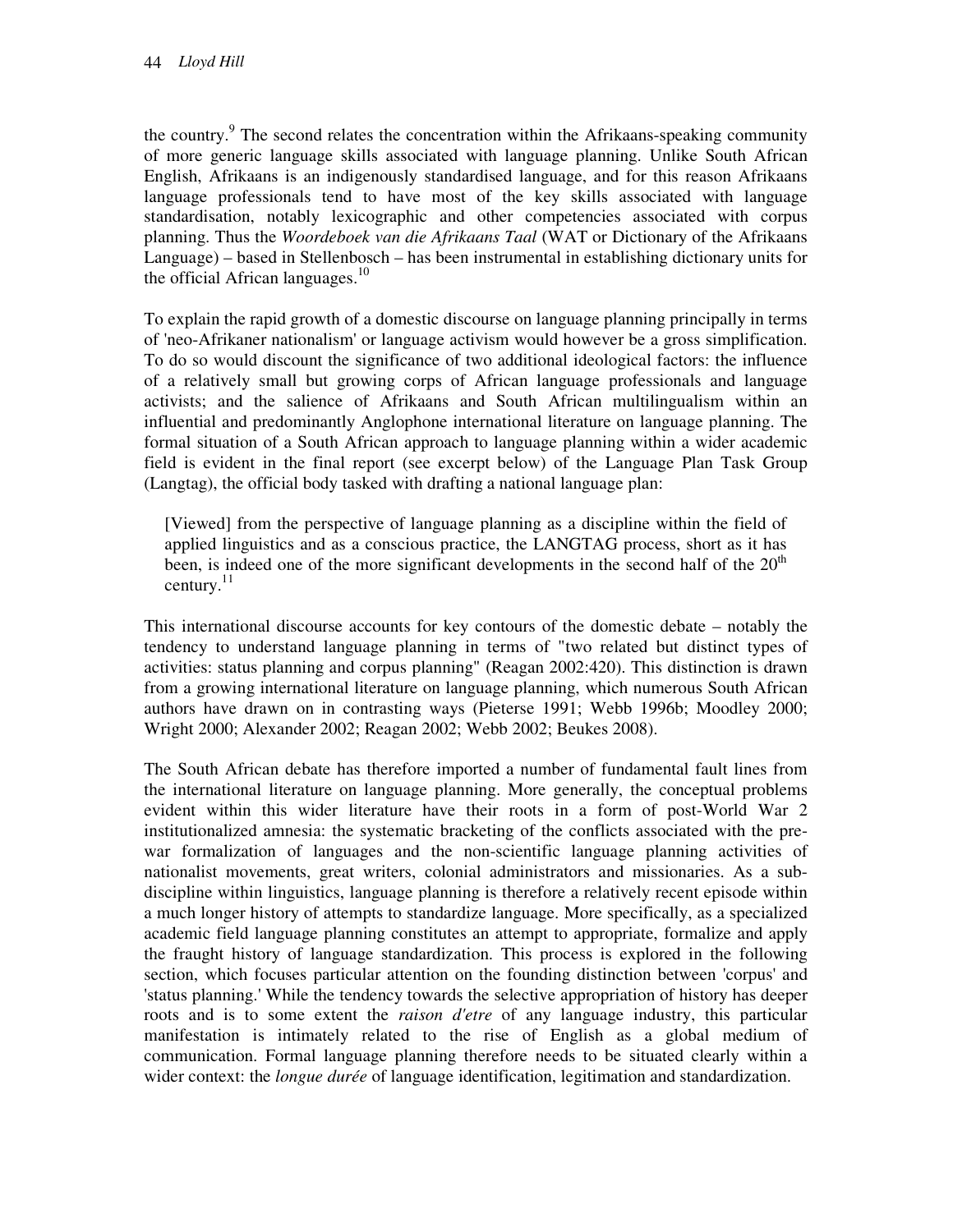the country.[9] The second relates the concentration within the Afrikaans-speaking community of more generic language skills associated with language planning. Unlike South African English, Afrikaans is an indigenously standardised language, and for this reason Afrikaans language professionals tend to have most of the key skills associated with language standardisation, notably lexicographic and other competencies associated with corpus planning. Thus the *Woordeboek van die Afrikaans Taal* (WAT or Dictionary of the Afrikaans Language) – based in Stellenbosch – has been instrumental in establishing dictionary units for the official African languages.[10]

To explain the rapid growth of a domestic discourse on language planning principally in terms of 'neo-Afrikaner nationalism' or language activism would however be a gross simplification. To do so would discount the significance of two additional ideological factors: the influence of a relatively small but growing corps of African language professionals and language activists; and the salience of Afrikaans and South African multilingualism within an influential and predominantly Anglophone international literature on language planning. The formal situation of a South African approach to language planning within a wider academic field is evident in the final report (see excerpt below) of the Language Plan Task Group (Langtag), the official body tasked with drafting a national language plan:

> [Viewed] from the perspective of language planning as a discipline within the field of applied linguistics and as a conscious practice, the LANGTAG process, short as it has been, is indeed one of the more significant developments in the second half of the 20th century.[11]

This international discourse accounts for key contours of the domestic debate – notably the tendency to understand language planning in terms of "two related but distinct types of activities: status planning and corpus planning" (Reagan 2002:420). This distinction is drawn from a growing international literature on language planning, which numerous South African authors have drawn on in contrasting ways (Pieterse 1991; Webb 1996b; Moodley 2000; Wright 2000; Alexander 2002; Reagan 2002; Webb 2002; Beukes 2008).

The South African debate has therefore imported a number of fundamental fault lines from the international literature on language planning. More generally, the conceptual problems evident within this wider literature have their roots in a form of post-World War 2 institutionalized amnesia: the systematic bracketing of the conflicts associated with the pre-war formalization of languages and the non-scientific language planning activities of nationalist movements, great writers, colonial administrators and missionaries. As a sub-discipline within linguistics, language planning is therefore a relatively recent episode within a much longer history of attempts to standardize language. More specifically, as a specialized academic field language planning constitutes an attempt to appropriate, formalize and apply the fraught history of language standardization. This process is explored in the following section, which focuses particular attention on the founding distinction between 'corpus' and 'status planning.' While the tendency towards the selective appropriation of history has deeper roots and is to some extent the *raison d'etre* of any language industry, this particular manifestation is intimately related to the rise of English as a global medium of communication. Formal language planning therefore needs to be situated clearly within a wider context: the *longue durée* of language identification, legitimation and standardization.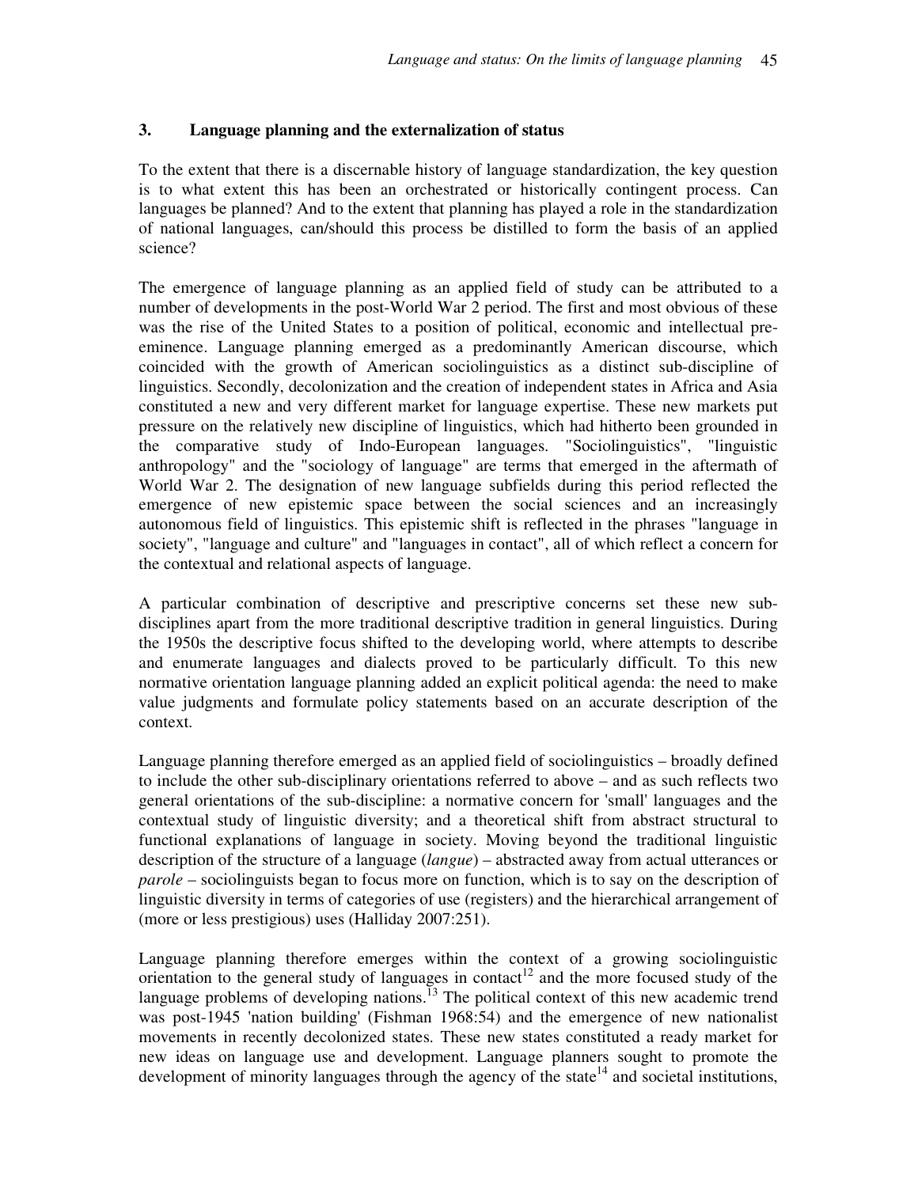## 3. Language planning and the externalization of status

To the extent that there is a discernable history of language standardization, the key question is to what extent this has been an orchestrated or historically contingent process. Can languages be planned? And to the extent that planning has played a role in the standardization of national languages, can/should this process be distilled to form the basis of an applied science?

The emergence of language planning as an applied field of study can be attributed to a number of developments in the post-World War 2 period. The first and most obvious of these was the rise of the United States to a position of political, economic and intellectual pre-eminence. Language planning emerged as a predominantly American discourse, which coincided with the growth of American sociolinguistics as a distinct sub-discipline of linguistics. Secondly, decolonization and the creation of independent states in Africa and Asia constituted a new and very different market for language expertise. These new markets put pressure on the relatively new discipline of linguistics, which had hitherto been grounded in the comparative study of Indo-European languages. "Sociolinguistics", "linguistic anthropology" and the "sociology of language" are terms that emerged in the aftermath of World War 2. The designation of new language subfields during this period reflected the emergence of new epistemic space between the social sciences and an increasingly autonomous field of linguistics. This epistemic shift is reflected in the phrases "language in society", "language and culture" and "languages in contact", all of which reflect a concern for the contextual and relational aspects of language.

A particular combination of descriptive and prescriptive concerns set these new sub-disciplines apart from the more traditional descriptive tradition in general linguistics. During the 1950s the descriptive focus shifted to the developing world, where attempts to describe and enumerate languages and dialects proved to be particularly difficult. To this new normative orientation language planning added an explicit political agenda: the need to make value judgments and formulate policy statements based on an accurate description of the context.

Language planning therefore emerged as an applied field of sociolinguistics – broadly defined to include the other sub-disciplinary orientations referred to above – and as such reflects two general orientations of the sub-discipline: a normative concern for 'small' languages and the contextual study of linguistic diversity; and a theoretical shift from abstract structural to functional explanations of language in society. Moving beyond the traditional linguistic description of the structure of a language (*langue*) – abstracted away from actual utterances or *parole* – sociolinguists began to focus more on function, which is to say on the description of linguistic diversity in terms of categories of use (registers) and the hierarchical arrangement of (more or less prestigious) uses (Halliday 2007:251).

Language planning therefore emerges within the context of a growing sociolinguistic orientation to the general study of languages in contact[12] and the more focused study of the language problems of developing nations.[13] The political context of this new academic trend was post-1945 'nation building' (Fishman 1968:54) and the emergence of new nationalist movements in recently decolonized states. These new states constituted a ready market for new ideas on language use and development. Language planners sought to promote the development of minority languages through the agency of the state[14] and societal institutions,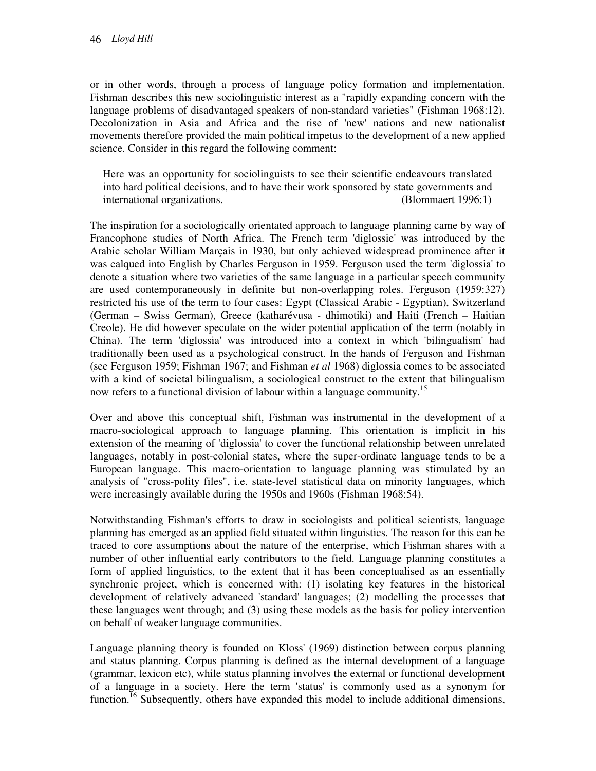or in other words, through a process of language policy formation and implementation. Fishman describes this new sociolinguistic interest as a "rapidly expanding concern with the language problems of disadvantaged speakers of non-standard varieties" (Fishman 1968:12). Decolonization in Asia and Africa and the rise of 'new' nations and new nationalist movements therefore provided the main political impetus to the development of a new applied science. Consider in this regard the following comment:

> Here was an opportunity for sociolinguists to see their scientific endeavours translated into hard political decisions, and to have their work sponsored by state governments and international organizations. (Blommaert 1996:1)

The inspiration for a sociologically orientated approach to language planning came by way of Francophone studies of North Africa. The French term 'diglossie' was introduced by the Arabic scholar William Marçais in 1930, but only achieved widespread prominence after it was calqued into English by Charles Ferguson in 1959. Ferguson used the term 'diglossia' to denote a situation where two varieties of the same language in a particular speech community are used contemporaneously in definite but non-overlapping roles. Ferguson (1959:327) restricted his use of the term to four cases: Egypt (Classical Arabic - Egyptian), Switzerland (German – Swiss German), Greece (katharévusa - dhimotiki) and Haiti (French – Haitian Creole). He did however speculate on the wider potential application of the term (notably in China). The term 'diglossia' was introduced into a context in which 'bilingualism' had traditionally been used as a psychological construct. In the hands of Ferguson and Fishman (see Ferguson 1959; Fishman 1967; and Fishman *et al* 1968) diglossia comes to be associated with a kind of societal bilingualism, a sociological construct to the extent that bilingualism now refers to a functional division of labour within a language community.[15]

Over and above this conceptual shift, Fishman was instrumental in the development of a macro-sociological approach to language planning. This orientation is implicit in his extension of the meaning of 'diglossia' to cover the functional relationship between unrelated languages, notably in post-colonial states, where the super-ordinate language tends to be a European language. This macro-orientation to language planning was stimulated by an analysis of "cross-polity files", i.e. state-level statistical data on minority languages, which were increasingly available during the 1950s and 1960s (Fishman 1968:54).

Notwithstanding Fishman's efforts to draw in sociologists and political scientists, language planning has emerged as an applied field situated within linguistics. The reason for this can be traced to core assumptions about the nature of the enterprise, which Fishman shares with a number of other influential early contributors to the field. Language planning constitutes a form of applied linguistics, to the extent that it has been conceptualised as an essentially synchronic project, which is concerned with: (1) isolating key features in the historical development of relatively advanced 'standard' languages; (2) modelling the processes that these languages went through; and (3) using these models as the basis for policy intervention on behalf of weaker language communities.

Language planning theory is founded on Kloss' (1969) distinction between corpus planning and status planning. Corpus planning is defined as the internal development of a language (grammar, lexicon etc), while status planning involves the external or functional development of a language in a society. Here the term 'status' is commonly used as a synonym for function.[16] Subsequently, others have expanded this model to include additional dimensions,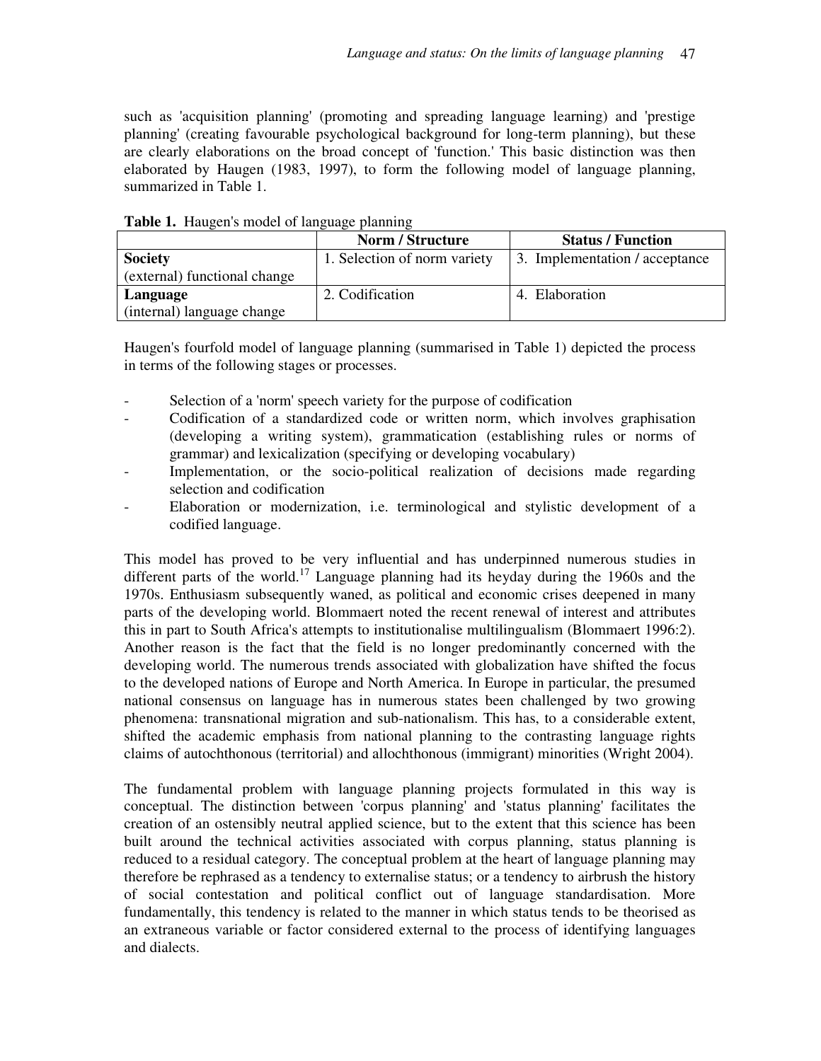such as 'acquisition planning' (promoting and spreading language learning) and 'prestige planning' (creating favourable psychological background for long-term planning), but these are clearly elaborations on the broad concept of 'function.' This basic distinction was then elaborated by Haugen (1983, 1997), to form the following model of language planning, summarized in Table 1.

**Table 1.** Haugen's model of language planning

| | **Norm / Structure** | **Status / Function** |
|---|---|---|
| **Society** (external) functional change | 1. Selection of norm variety | 3. Implementation / acceptance |
| **Language** (internal) language change | 2. Codification | 4. Elaboration |

Haugen's fourfold model of language planning (summarised in Table 1) depicted the process in terms of the following stages or processes.

- Selection of a 'norm' speech variety for the purpose of codification
- Codification of a standardized code or written norm, which involves graphisation (developing a writing system), grammatication (establishing rules or norms of grammar) and lexicalization (specifying or developing vocabulary)
- Implementation, or the socio-political realization of decisions made regarding selection and codification
- Elaboration or modernization, i.e. terminological and stylistic development of a codified language.

This model has proved to be very influential and has underpinned numerous studies in different parts of the world.[17] Language planning had its heyday during the 1960s and the 1970s. Enthusiasm subsequently waned, as political and economic crises deepened in many parts of the developing world. Blommaert noted the recent renewal of interest and attributes this in part to South Africa's attempts to institutionalise multilingualism (Blommaert 1996:2). Another reason is the fact that the field is no longer predominantly concerned with the developing world. The numerous trends associated with globalization have shifted the focus to the developed nations of Europe and North America. In Europe in particular, the presumed national consensus on language has in numerous states been challenged by two growing phenomena: transnational migration and sub-nationalism. This has, to a considerable extent, shifted the academic emphasis from national planning to the contrasting language rights claims of autochthonous (territorial) and allochthonous (immigrant) minorities (Wright 2004).

The fundamental problem with language planning projects formulated in this way is conceptual. The distinction between 'corpus planning' and 'status planning' facilitates the creation of an ostensibly neutral applied science, but to the extent that this science has been built around the technical activities associated with corpus planning, status planning is reduced to a residual category. The conceptual problem at the heart of language planning may therefore be rephrased as a tendency to externalise status; or a tendency to airbrush the history of social contestation and political conflict out of language standardisation. More fundamentally, this tendency is related to the manner in which status tends to be theorised as an extraneous variable or factor considered external to the process of identifying languages and dialects.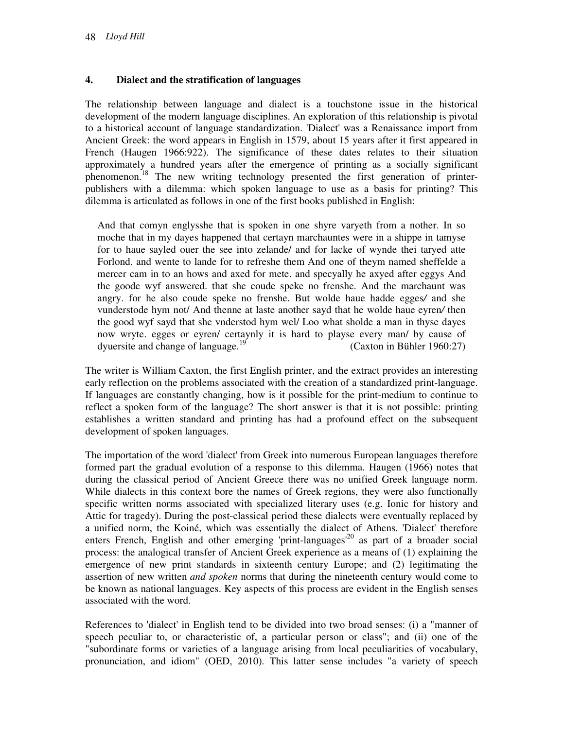## 4. Dialect and the stratification of languages

The relationship between language and dialect is a touchstone issue in the historical development of the modern language disciplines. An exploration of this relationship is pivotal to a historical account of language standardization. 'Dialect' was a Renaissance import from Ancient Greek: the word appears in English in 1579, about 15 years after it first appeared in French (Haugen 1966:922). The significance of these dates relates to their situation approximately a hundred years after the emergence of printing as a socially significant phenomenon.[18] The new writing technology presented the first generation of printer-publishers with a dilemma: which spoken language to use as a basis for printing? This dilemma is articulated as follows in one of the first books published in English:

> And that comyn englysshe that is spoken in one shyre varyeth from a nother. In so moche that in my dayes happened that certayn marchauntes were in a shippe in tamyse for to haue sayled ouer the see into zelande/ and for lacke of wynde thei taryed atte Forlond. and wente to lande for to refreshe them And one of theym named sheffelde a mercer cam in to an hows and axed for mete. and specyally he axyed after eggys And the goode wyf answered. that she coude speke no frenshe. And the marchaunt was angry. for he also coude speke no frenshe. But wolde haue hadde egges/ and she vunderstode hym not/ And thenne at laste another sayd that he wolde haue eyren/ then the good wyf sayd that she vnderstod hym wel/ Loo what sholde a man in thyse dayes now wryte. egges or eyren/ certaynly it is hard to playse every man/ by cause of dyuersite and change of language.[19] (Caxton in Bühler 1960:27)

The writer is William Caxton, the first English printer, and the extract provides an interesting early reflection on the problems associated with the creation of a standardized print-language. If languages are constantly changing, how is it possible for the print-medium to continue to reflect a spoken form of the language? The short answer is that it is not possible: printing establishes a written standard and printing has had a profound effect on the subsequent development of spoken languages.

The importation of the word 'dialect' from Greek into numerous European languages therefore formed part the gradual evolution of a response to this dilemma. Haugen (1966) notes that during the classical period of Ancient Greece there was no unified Greek language norm. While dialects in this context bore the names of Greek regions, they were also functionally specific written norms associated with specialized literary uses (e.g. Ionic for history and Attic for tragedy). During the post-classical period these dialects were eventually replaced by a unified norm, the Koiné, which was essentially the dialect of Athens. 'Dialect' therefore enters French, English and other emerging 'print-languages'[20] as part of a broader social process: the analogical transfer of Ancient Greek experience as a means of (1) explaining the emergence of new print standards in sixteenth century Europe; and (2) legitimating the assertion of new written *and spoken* norms that during the nineteenth century would come to be known as national languages. Key aspects of this process are evident in the English senses associated with the word.

References to 'dialect' in English tend to be divided into two broad senses: (i) a "manner of speech peculiar to, or characteristic of, a particular person or class"; and (ii) one of the "subordinate forms or varieties of a language arising from local peculiarities of vocabulary, pronunciation, and idiom" (OED, 2010). This latter sense includes "a variety of speech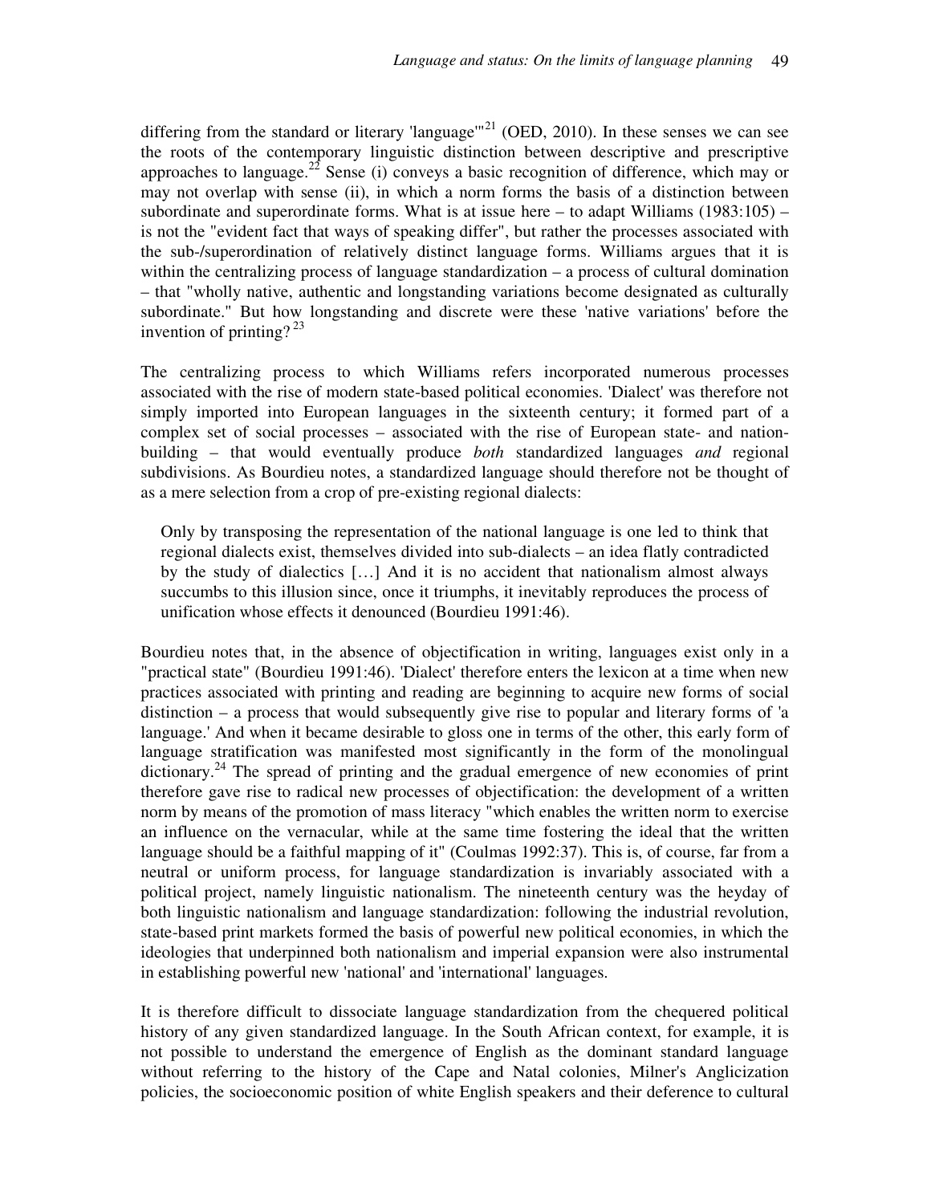differing from the standard or literary 'language'"[21] (OED, 2010). In these senses we can see the roots of the contemporary linguistic distinction between descriptive and prescriptive approaches to language.[22] Sense (i) conveys a basic recognition of difference, which may or may not overlap with sense (ii), in which a norm forms the basis of a distinction between subordinate and superordinate forms. What is at issue here – to adapt Williams (1983:105) – is not the "evident fact that ways of speaking differ", but rather the processes associated with the sub-/superordination of relatively distinct language forms. Williams argues that it is within the centralizing process of language standardization – a process of cultural domination – that "wholly native, authentic and longstanding variations become designated as culturally subordinate." But how longstanding and discrete were these 'native variations' before the invention of printing?[23]

The centralizing process to which Williams refers incorporated numerous processes associated with the rise of modern state-based political economies. 'Dialect' was therefore not simply imported into European languages in the sixteenth century; it formed part of a complex set of social processes – associated with the rise of European state- and nation-building – that would eventually produce *both* standardized languages *and* regional subdivisions. As Bourdieu notes, a standardized language should therefore not be thought of as a mere selection from a crop of pre-existing regional dialects:

> Only by transposing the representation of the national language is one led to think that regional dialects exist, themselves divided into sub-dialects – an idea flatly contradicted by the study of dialectics […] And it is no accident that nationalism almost always succumbs to this illusion since, once it triumphs, it inevitably reproduces the process of unification whose effects it denounced (Bourdieu 1991:46).

Bourdieu notes that, in the absence of objectification in writing, languages exist only in a "practical state" (Bourdieu 1991:46). 'Dialect' therefore enters the lexicon at a time when new practices associated with printing and reading are beginning to acquire new forms of social distinction – a process that would subsequently give rise to popular and literary forms of 'a language.' And when it became desirable to gloss one in terms of the other, this early form of language stratification was manifested most significantly in the form of the monolingual dictionary.[24] The spread of printing and the gradual emergence of new economies of print therefore gave rise to radical new processes of objectification: the development of a written norm by means of the promotion of mass literacy "which enables the written norm to exercise an influence on the vernacular, while at the same time fostering the ideal that the written language should be a faithful mapping of it" (Coulmas 1992:37). This is, of course, far from a neutral or uniform process, for language standardization is invariably associated with a political project, namely linguistic nationalism. The nineteenth century was the heyday of both linguistic nationalism and language standardization: following the industrial revolution, state-based print markets formed the basis of powerful new political economies, in which the ideologies that underpinned both nationalism and imperial expansion were also instrumental in establishing powerful new 'national' and 'international' languages.

It is therefore difficult to dissociate language standardization from the chequered political history of any given standardized language. In the South African context, for example, it is not possible to understand the emergence of English as the dominant standard language without referring to the history of the Cape and Natal colonies, Milner's Anglicization policies, the socioeconomic position of white English speakers and their deference to cultural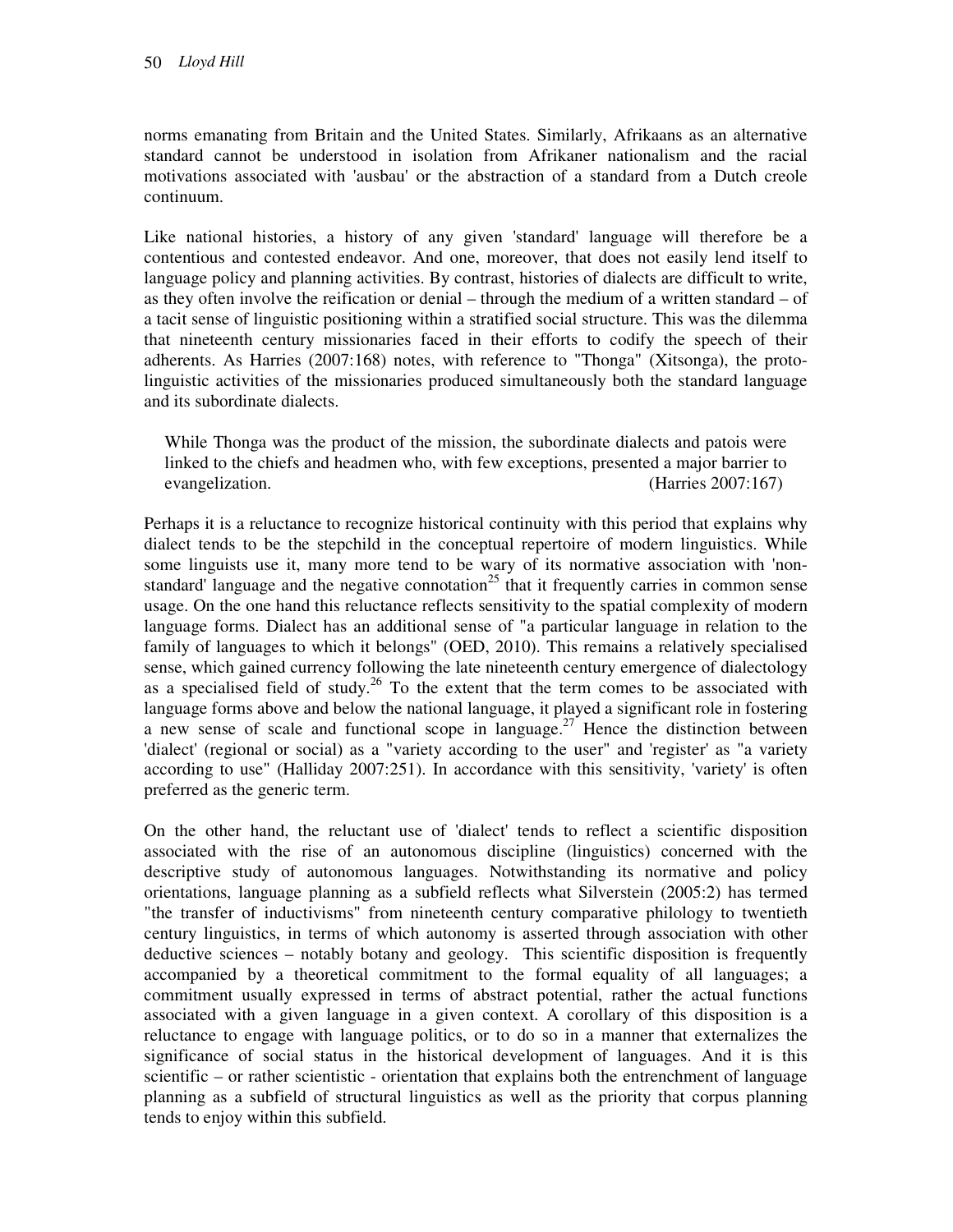norms emanating from Britain and the United States. Similarly, Afrikaans as an alternative standard cannot be understood in isolation from Afrikaner nationalism and the racial motivations associated with 'ausbau' or the abstraction of a standard from a Dutch creole continuum.

Like national histories, a history of any given 'standard' language will therefore be a contentious and contested endeavor. And one, moreover, that does not easily lend itself to language policy and planning activities. By contrast, histories of dialects are difficult to write, as they often involve the reification or denial – through the medium of a written standard – of a tacit sense of linguistic positioning within a stratified social structure. This was the dilemma that nineteenth century missionaries faced in their efforts to codify the speech of their adherents. As Harries (2007:168) notes, with reference to "Thonga" (Xitsonga), the proto-linguistic activities of the missionaries produced simultaneously both the standard language and its subordinate dialects.

> While Thonga was the product of the mission, the subordinate dialects and patois were linked to the chiefs and headmen who, with few exceptions, presented a major barrier to evangelization. (Harries 2007:167)

Perhaps it is a reluctance to recognize historical continuity with this period that explains why dialect tends to be the stepchild in the conceptual repertoire of modern linguistics. While some linguists use it, many more tend to be wary of its normative association with 'non-standard' language and the negative connotation[25] that it frequently carries in common sense usage. On the one hand this reluctance reflects sensitivity to the spatial complexity of modern language forms. Dialect has an additional sense of "a particular language in relation to the family of languages to which it belongs" (OED, 2010). This remains a relatively specialised sense, which gained currency following the late nineteenth century emergence of dialectology as a specialised field of study.[26] To the extent that the term comes to be associated with language forms above and below the national language, it played a significant role in fostering a new sense of scale and functional scope in language.[27] Hence the distinction between 'dialect' (regional or social) as a "variety according to the user" and 'register' as "a variety according to use" (Halliday 2007:251). In accordance with this sensitivity, 'variety' is often preferred as the generic term.

On the other hand, the reluctant use of 'dialect' tends to reflect a scientific disposition associated with the rise of an autonomous discipline (linguistics) concerned with the descriptive study of autonomous languages. Notwithstanding its normative and policy orientations, language planning as a subfield reflects what Silverstein (2005:2) has termed "the transfer of inductivisms" from nineteenth century comparative philology to twentieth century linguistics, in terms of which autonomy is asserted through association with other deductive sciences – notably botany and geology. This scientific disposition is frequently accompanied by a theoretical commitment to the formal equality of all languages; a commitment usually expressed in terms of abstract potential, rather the actual functions associated with a given language in a given context. A corollary of this disposition is a reluctance to engage with language politics, or to do so in a manner that externalizes the significance of social status in the historical development of languages. And it is this scientific – or rather scientistic - orientation that explains both the entrenchment of language planning as a subfield of structural linguistics as well as the priority that corpus planning tends to enjoy within this subfield.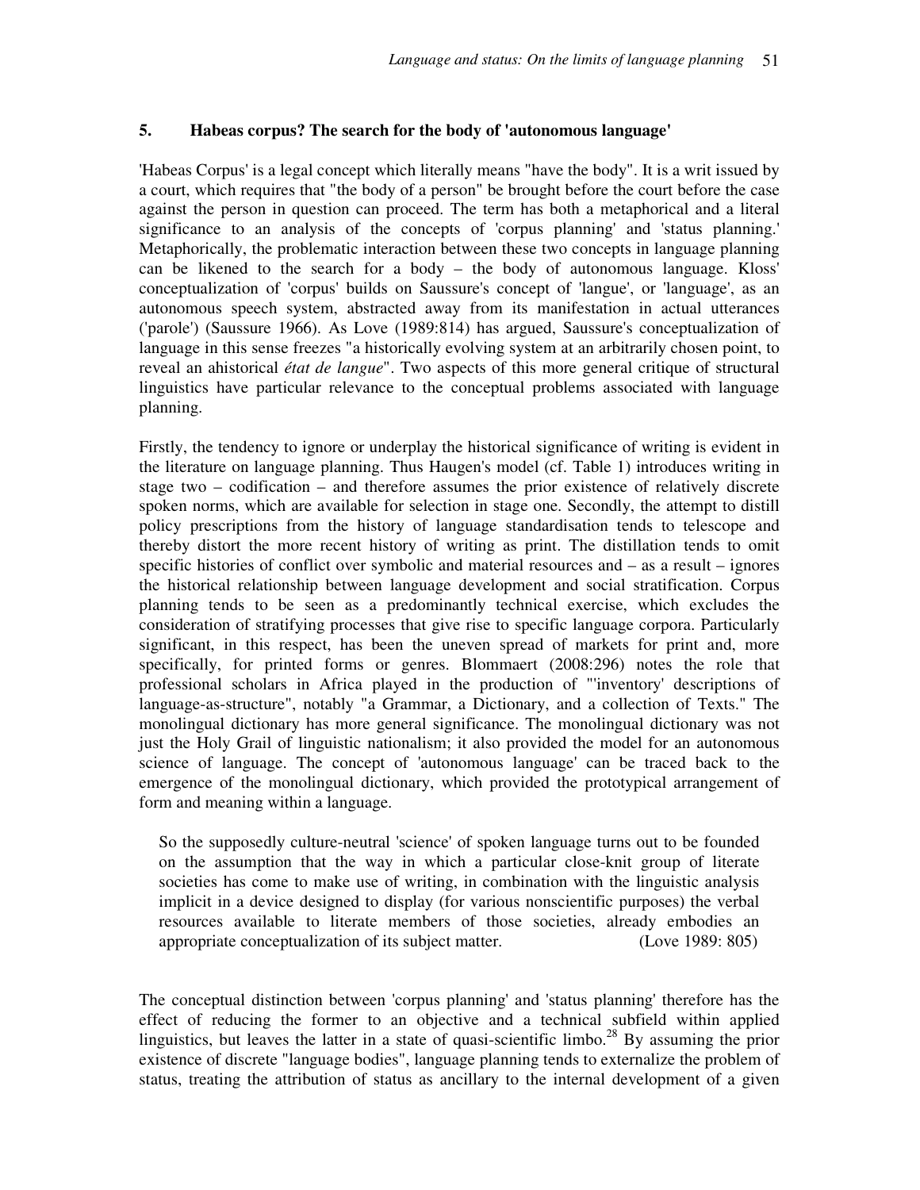## 5. Habeas corpus? The search for the body of 'autonomous language'

'Habeas Corpus' is a legal concept which literally means "have the body". It is a writ issued by a court, which requires that "the body of a person" be brought before the court before the case against the person in question can proceed. The term has both a metaphorical and a literal significance to an analysis of the concepts of 'corpus planning' and 'status planning.' Metaphorically, the problematic interaction between these two concepts in language planning can be likened to the search for a body – the body of autonomous language. Kloss' conceptualization of 'corpus' builds on Saussure's concept of 'langue', or 'language', as an autonomous speech system, abstracted away from its manifestation in actual utterances ('parole') (Saussure 1966). As Love (1989:814) has argued, Saussure's conceptualization of language in this sense freezes "a historically evolving system at an arbitrarily chosen point, to reveal an ahistorical *état de langue*". Two aspects of this more general critique of structural linguistics have particular relevance to the conceptual problems associated with language planning.

Firstly, the tendency to ignore or underplay the historical significance of writing is evident in the literature on language planning. Thus Haugen's model (cf. Table 1) introduces writing in stage two – codification – and therefore assumes the prior existence of relatively discrete spoken norms, which are available for selection in stage one. Secondly, the attempt to distill policy prescriptions from the history of language standardisation tends to telescope and thereby distort the more recent history of writing as print. The distillation tends to omit specific histories of conflict over symbolic and material resources and – as a result – ignores the historical relationship between language development and social stratification. Corpus planning tends to be seen as a predominantly technical exercise, which excludes the consideration of stratifying processes that give rise to specific language corpora. Particularly significant, in this respect, has been the uneven spread of markets for print and, more specifically, for printed forms or genres. Blommaert (2008:296) notes the role that professional scholars in Africa played in the production of "'inventory' descriptions of language-as-structure", notably "a Grammar, a Dictionary, and a collection of Texts." The monolingual dictionary has more general significance. The monolingual dictionary was not just the Holy Grail of linguistic nationalism; it also provided the model for an autonomous science of language. The concept of 'autonomous language' can be traced back to the emergence of the monolingual dictionary, which provided the prototypical arrangement of form and meaning within a language.

> So the supposedly culture-neutral 'science' of spoken language turns out to be founded on the assumption that the way in which a particular close-knit group of literate societies has come to make use of writing, in combination with the linguistic analysis implicit in a device designed to display (for various nonscientific purposes) the verbal resources available to literate members of those societies, already embodies an appropriate conceptualization of its subject matter. (Love 1989: 805)

The conceptual distinction between 'corpus planning' and 'status planning' therefore has the effect of reducing the former to an objective and a technical subfield within applied linguistics, but leaves the latter in a state of quasi-scientific limbo.[28] By assuming the prior existence of discrete "language bodies", language planning tends to externalize the problem of status, treating the attribution of status as ancillary to the internal development of a given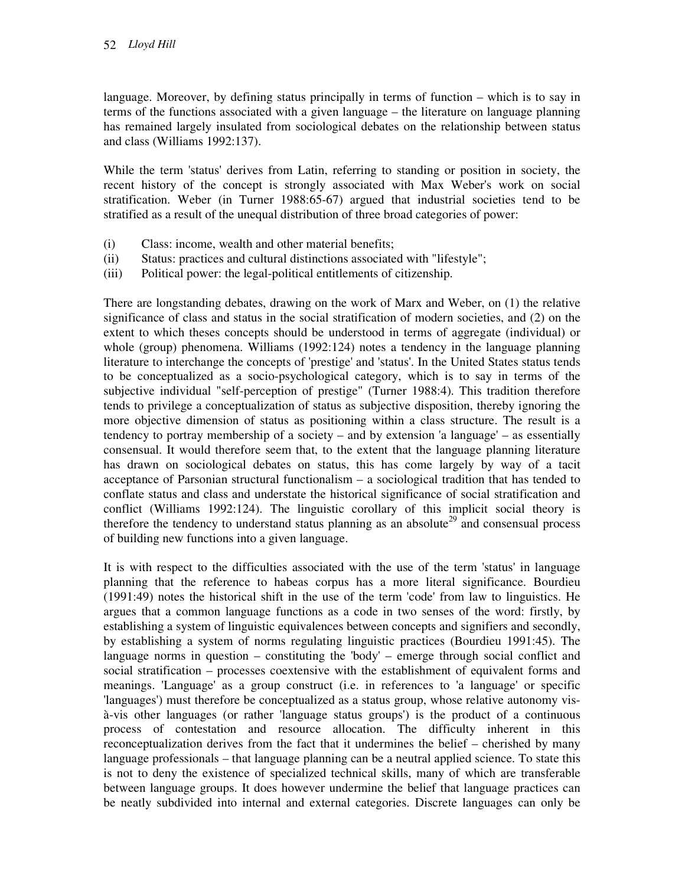language. Moreover, by defining status principally in terms of function – which is to say in terms of the functions associated with a given language – the literature on language planning has remained largely insulated from sociological debates on the relationship between status and class (Williams 1992:137).

While the term 'status' derives from Latin, referring to standing or position in society, the recent history of the concept is strongly associated with Max Weber's work on social stratification. Weber (in Turner 1988:65-67) argued that industrial societies tend to be stratified as a result of the unequal distribution of three broad categories of power:

(i) Class: income, wealth and other material benefits;
(ii) Status: practices and cultural distinctions associated with "lifestyle";
(iii) Political power: the legal-political entitlements of citizenship.

There are longstanding debates, drawing on the work of Marx and Weber, on (1) the relative significance of class and status in the social stratification of modern societies, and (2) on the extent to which theses concepts should be understood in terms of aggregate (individual) or whole (group) phenomena. Williams (1992:124) notes a tendency in the language planning literature to interchange the concepts of 'prestige' and 'status'. In the United States status tends to be conceptualized as a socio-psychological category, which is to say in terms of the subjective individual "self-perception of prestige" (Turner 1988:4). This tradition therefore tends to privilege a conceptualization of status as subjective disposition, thereby ignoring the more objective dimension of status as positioning within a class structure. The result is a tendency to portray membership of a society – and by extension 'a language' – as essentially consensual. It would therefore seem that, to the extent that the language planning literature has drawn on sociological debates on status, this has come largely by way of a tacit acceptance of Parsonian structural functionalism – a sociological tradition that has tended to conflate status and class and understate the historical significance of social stratification and conflict (Williams 1992:124). The linguistic corollary of this implicit social theory is therefore the tendency to understand status planning as an absolute[29] and consensual process of building new functions into a given language.

It is with respect to the difficulties associated with the use of the term 'status' in language planning that the reference to habeas corpus has a more literal significance. Bourdieu (1991:49) notes the historical shift in the use of the term 'code' from law to linguistics. He argues that a common language functions as a code in two senses of the word: firstly, by establishing a system of linguistic equivalences between concepts and signifiers and secondly, by establishing a system of norms regulating linguistic practices (Bourdieu 1991:45). The language norms in question – constituting the 'body' – emerge through social conflict and social stratification – processes coextensive with the establishment of equivalent forms and meanings. 'Language' as a group construct (i.e. in references to 'a language' or specific 'languages') must therefore be conceptualized as a status group, whose relative autonomy vis-à-vis other languages (or rather 'language status groups') is the product of a continuous process of contestation and resource allocation. The difficulty inherent in this reconceptualization derives from the fact that it undermines the belief – cherished by many language professionals – that language planning can be a neutral applied science. To state this is not to deny the existence of specialized technical skills, many of which are transferable between language groups. It does however undermine the belief that language practices can be neatly subdivided into internal and external categories. Discrete languages can only be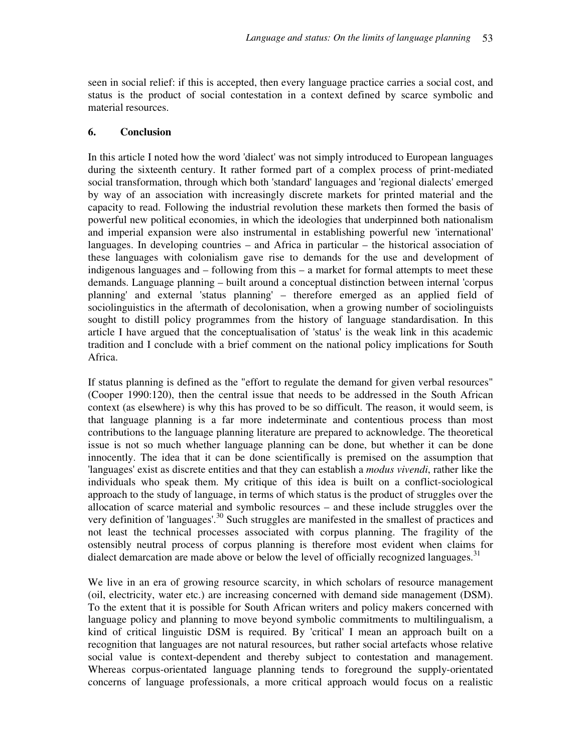seen in social relief: if this is accepted, then every language practice carries a social cost, and status is the product of social contestation in a context defined by scarce symbolic and material resources.

## 6. Conclusion

In this article I noted how the word 'dialect' was not simply introduced to European languages during the sixteenth century. It rather formed part of a complex process of print-mediated social transformation, through which both 'standard' languages and 'regional dialects' emerged by way of an association with increasingly discrete markets for printed material and the capacity to read. Following the industrial revolution these markets then formed the basis of powerful new political economies, in which the ideologies that underpinned both nationalism and imperial expansion were also instrumental in establishing powerful new 'international' languages. In developing countries – and Africa in particular – the historical association of these languages with colonialism gave rise to demands for the use and development of indigenous languages and – following from this – a market for formal attempts to meet these demands. Language planning – built around a conceptual distinction between internal 'corpus planning' and external 'status planning' – therefore emerged as an applied field of sociolinguistics in the aftermath of decolonisation, when a growing number of sociolinguists sought to distill policy programmes from the history of language standardisation. In this article I have argued that the conceptualisation of 'status' is the weak link in this academic tradition and I conclude with a brief comment on the national policy implications for South Africa.

If status planning is defined as the "effort to regulate the demand for given verbal resources" (Cooper 1990:120), then the central issue that needs to be addressed in the South African context (as elsewhere) is why this has proved to be so difficult. The reason, it would seem, is that language planning is a far more indeterminate and contentious process than most contributions to the language planning literature are prepared to acknowledge. The theoretical issue is not so much whether language planning can be done, but whether it can be done innocently. The idea that it can be done scientifically is premised on the assumption that 'languages' exist as discrete entities and that they can establish a *modus vivendi*, rather like the individuals who speak them. My critique of this idea is built on a conflict-sociological approach to the study of language, in terms of which status is the product of struggles over the allocation of scarce material and symbolic resources – and these include struggles over the very definition of 'languages'.[30] Such struggles are manifested in the smallest of practices and not least the technical processes associated with corpus planning. The fragility of the ostensibly neutral process of corpus planning is therefore most evident when claims for dialect demarcation are made above or below the level of officially recognized languages.[31]

We live in an era of growing resource scarcity, in which scholars of resource management (oil, electricity, water etc.) are increasing concerned with demand side management (DSM). To the extent that it is possible for South African writers and policy makers concerned with language policy and planning to move beyond symbolic commitments to multilingualism, a kind of critical linguistic DSM is required. By 'critical' I mean an approach built on a recognition that languages are not natural resources, but rather social artefacts whose relative social value is context-dependent and thereby subject to contestation and management. Whereas corpus-orientated language planning tends to foreground the supply-orientated concerns of language professionals, a more critical approach would focus on a realistic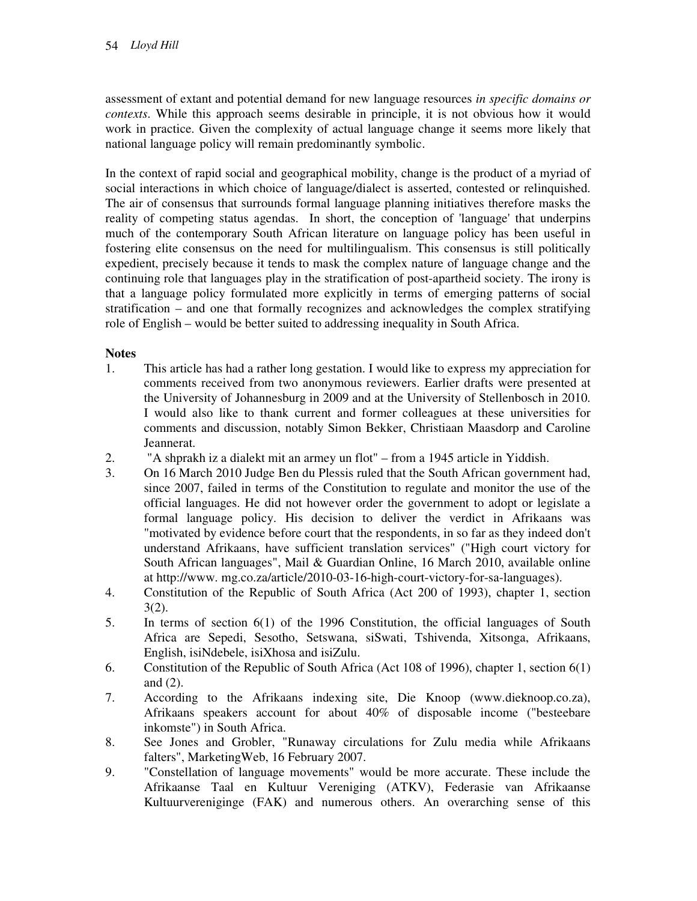assessment of extant and potential demand for new language resources *in specific domains or contexts*. While this approach seems desirable in principle, it is not obvious how it would work in practice. Given the complexity of actual language change it seems more likely that national language policy will remain predominantly symbolic.

In the context of rapid social and geographical mobility, change is the product of a myriad of social interactions in which choice of language/dialect is asserted, contested or relinquished. The air of consensus that surrounds formal language planning initiatives therefore masks the reality of competing status agendas. In short, the conception of 'language' that underpins much of the contemporary South African literature on language policy has been useful in fostering elite consensus on the need for multilingualism. This consensus is still politically expedient, precisely because it tends to mask the complex nature of language change and the continuing role that languages play in the stratification of post-apartheid society. The irony is that a language policy formulated more explicitly in terms of emerging patterns of social stratification – and one that formally recognizes and acknowledges the complex stratifying role of English – would be better suited to addressing inequality in South Africa.

**Notes**

1. This article has had a rather long gestation. I would like to express my appreciation for comments received from two anonymous reviewers. Earlier drafts were presented at the University of Johannesburg in 2009 and at the University of Stellenbosch in 2010. I would also like to thank current and former colleagues at these universities for comments and discussion, notably Simon Bekker, Christiaan Maasdorp and Caroline Jeannerat.
2. "A shprakh iz a dialekt mit an armey un flot" – from a 1945 article in Yiddish.
3. On 16 March 2010 Judge Ben du Plessis ruled that the South African government had, since 2007, failed in terms of the Constitution to regulate and monitor the use of the official languages. He did not however order the government to adopt or legislate a formal language policy. His decision to deliver the verdict in Afrikaans was "motivated by evidence before court that the respondents, in so far as they indeed don't understand Afrikaans, have sufficient translation services" ("High court victory for South African languages", Mail & Guardian Online, 16 March 2010, available online at http://www. mg.co.za/article/2010-03-16-high-court-victory-for-sa-languages).
4. Constitution of the Republic of South Africa (Act 200 of 1993), chapter 1, section 3(2).
5. In terms of section 6(1) of the 1996 Constitution, the official languages of South Africa are Sepedi, Sesotho, Setswana, siSwati, Tshivenda, Xitsonga, Afrikaans, English, isiNdebele, isiXhosa and isiZulu.
6. Constitution of the Republic of South Africa (Act 108 of 1996), chapter 1, section 6(1) and (2).
7. According to the Afrikaans indexing site, Die Knoop (www.dieknoop.co.za), Afrikaans speakers account for about 40% of disposable income ("besteebare inkomste") in South Africa.
8. See Jones and Grobler, "Runaway circulations for Zulu media while Afrikaans falters", MarketingWeb, 16 February 2007.
9. "Constellation of language movements" would be more accurate. These include the Afrikaanse Taal en Kultuur Vereniging (ATKV), Federasie van Afrikaanse Kultuurvereniginge (FAK) and numerous others. An overarching sense of this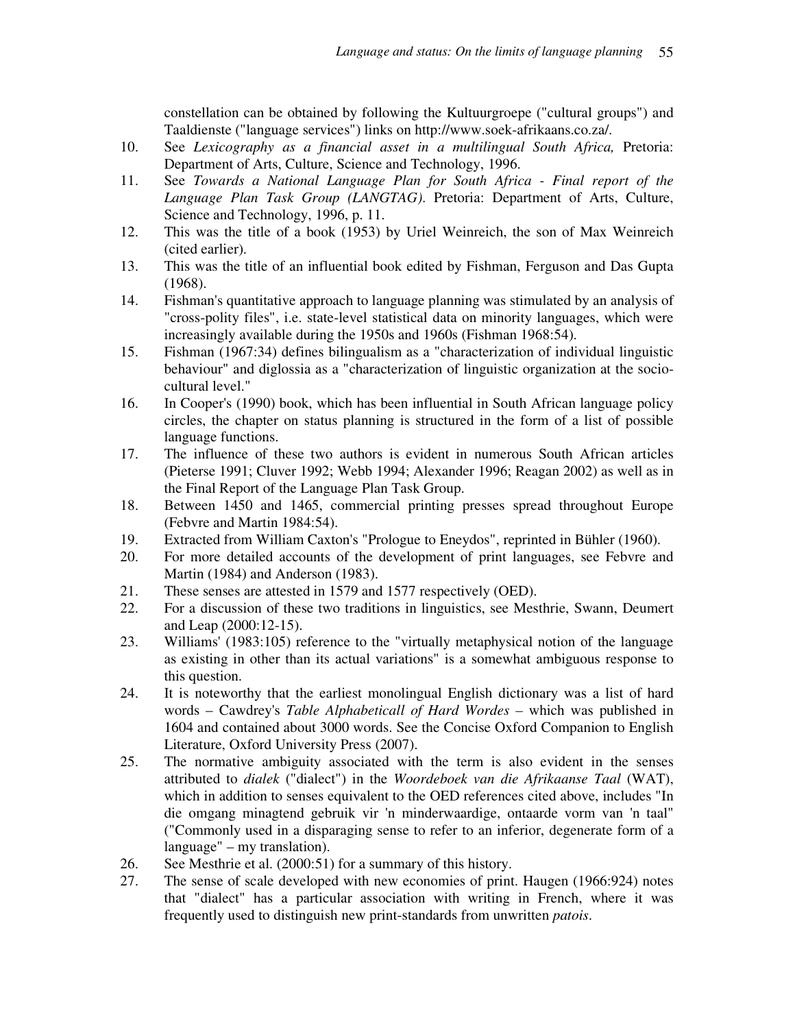constellation can be obtained by following the Kultuurgroepe ("cultural groups") and Taaldienste ("language services") links on http://www.soek-afrikaans.co.za/.

10. See *Lexicography as a financial asset in a multilingual South Africa,* Pretoria: Department of Arts, Culture, Science and Technology, 1996.
11. See *Towards a National Language Plan for South Africa - Final report of the Language Plan Task Group (LANGTAG)*. Pretoria: Department of Arts, Culture, Science and Technology, 1996, p. 11.
12. This was the title of a book (1953) by Uriel Weinreich, the son of Max Weinreich (cited earlier).
13. This was the title of an influential book edited by Fishman, Ferguson and Das Gupta (1968).
14. Fishman's quantitative approach to language planning was stimulated by an analysis of "cross-polity files", i.e. state-level statistical data on minority languages, which were increasingly available during the 1950s and 1960s (Fishman 1968:54).
15. Fishman (1967:34) defines bilingualism as a "characterization of individual linguistic behaviour" and diglossia as a "characterization of linguistic organization at the socio-cultural level."
16. In Cooper's (1990) book, which has been influential in South African language policy circles, the chapter on status planning is structured in the form of a list of possible language functions.
17. The influence of these two authors is evident in numerous South African articles (Pieterse 1991; Cluver 1992; Webb 1994; Alexander 1996; Reagan 2002) as well as in the Final Report of the Language Plan Task Group.
18. Between 1450 and 1465, commercial printing presses spread throughout Europe (Febvre and Martin 1984:54).
19. Extracted from William Caxton's "Prologue to Eneydos", reprinted in Bühler (1960).
20. For more detailed accounts of the development of print languages, see Febvre and Martin (1984) and Anderson (1983).
21. These senses are attested in 1579 and 1577 respectively (OED).
22. For a discussion of these two traditions in linguistics, see Mesthrie, Swann, Deumert and Leap (2000:12-15).
23. Williams' (1983:105) reference to the "virtually metaphysical notion of the language as existing in other than its actual variations" is a somewhat ambiguous response to this question.
24. It is noteworthy that the earliest monolingual English dictionary was a list of hard words – Cawdrey's *Table Alphabeticall of Hard Wordes* – which was published in 1604 and contained about 3000 words. See the Concise Oxford Companion to English Literature, Oxford University Press (2007).
25. The normative ambiguity associated with the term is also evident in the senses attributed to *dialek* ("dialect") in the *Woordeboek van die Afrikaanse Taal* (WAT), which in addition to senses equivalent to the OED references cited above, includes "In die omgang minagtend gebruik vir 'n minderwaardige, ontaarde vorm van 'n taal" ("Commonly used in a disparaging sense to refer to an inferior, degenerate form of a language" – my translation).
26. See Mesthrie et al. (2000:51) for a summary of this history.
27. The sense of scale developed with new economies of print. Haugen (1966:924) notes that "dialect" has a particular association with writing in French, where it was frequently used to distinguish new print-standards from unwritten *patois*.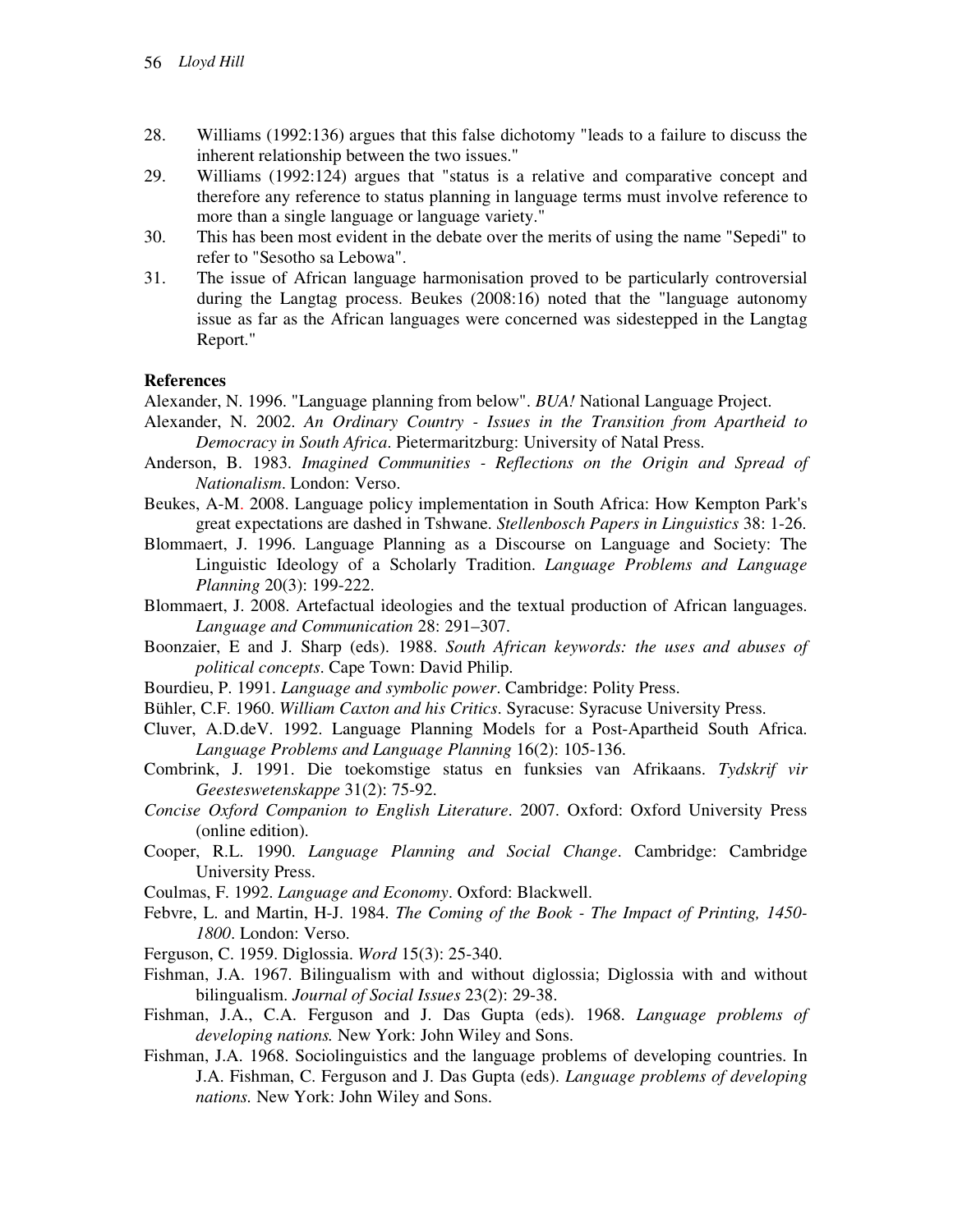28. Williams (1992:136) argues that this false dichotomy "leads to a failure to discuss the inherent relationship between the two issues."
29. Williams (1992:124) argues that "status is a relative and comparative concept and therefore any reference to status planning in language terms must involve reference to more than a single language or language variety."
30. This has been most evident in the debate over the merits of using the name "Sepedi" to refer to "Sesotho sa Lebowa".
31. The issue of African language harmonisation proved to be particularly controversial during the Langtag process. Beukes (2008:16) noted that the "language autonomy issue as far as the African languages were concerned was sidestepped in the Langtag Report."

**References**

Alexander, N. 1996. "Language planning from below". *BUA!* National Language Project.

Alexander, N. 2002. *An Ordinary Country - Issues in the Transition from Apartheid to Democracy in South Africa*. Pietermaritzburg: University of Natal Press.

Anderson, B. 1983. *Imagined Communities - Reflections on the Origin and Spread of Nationalism*. London: Verso.

Beukes, A-M. 2008. Language policy implementation in South Africa: How Kempton Park's great expectations are dashed in Tshwane. *Stellenbosch Papers in Linguistics* 38: 1-26.

Blommaert, J. 1996. Language Planning as a Discourse on Language and Society: The Linguistic Ideology of a Scholarly Tradition. *Language Problems and Language Planning* 20(3): 199-222.

Blommaert, J. 2008. Artefactual ideologies and the textual production of African languages. *Language and Communication* 28: 291–307.

Boonzaier, E and J. Sharp (eds). 1988. *South African keywords: the uses and abuses of political concepts*. Cape Town: David Philip.

Bourdieu, P. 1991. *Language and symbolic power*. Cambridge: Polity Press.

Bühler, C.F. 1960. *William Caxton and his Critics*. Syracuse: Syracuse University Press.

Cluver, A.D.deV. 1992. Language Planning Models for a Post-Apartheid South Africa. *Language Problems and Language Planning* 16(2): 105-136.

Combrink, J. 1991. Die toekomstige status en funksies van Afrikaans. *Tydskrif vir Geesteswetenskappe* 31(2): 75-92.

*Concise Oxford Companion to English Literature*. 2007. Oxford: Oxford University Press (online edition).

Cooper, R.L. 1990. *Language Planning and Social Change*. Cambridge: Cambridge University Press.

Coulmas, F. 1992. *Language and Economy*. Oxford: Blackwell.

Febvre, L. and Martin, H-J. 1984. *The Coming of the Book - The Impact of Printing, 1450-1800*. London: Verso.

Ferguson, C. 1959. Diglossia. *Word* 15(3): 25-340.

Fishman, J.A. 1967. Bilingualism with and without diglossia; Diglossia with and without bilingualism. *Journal of Social Issues* 23(2): 29-38.

Fishman, J.A., C.A. Ferguson and J. Das Gupta (eds). 1968. *Language problems of developing nations.* New York: John Wiley and Sons.

Fishman, J.A. 1968. Sociolinguistics and the language problems of developing countries. In J.A. Fishman, C. Ferguson and J. Das Gupta (eds). *Language problems of developing nations.* New York: John Wiley and Sons.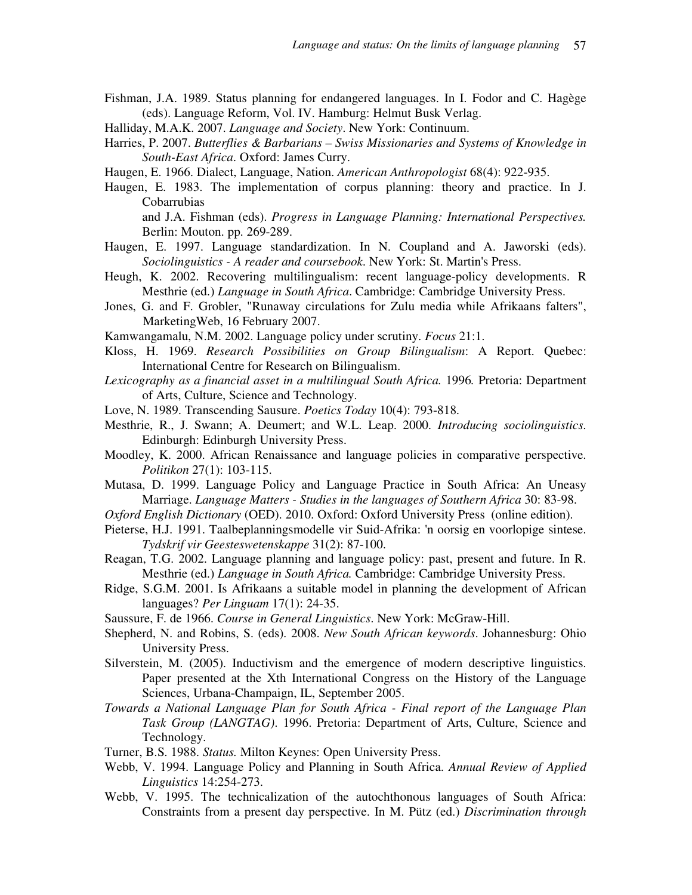Fishman, J.A. 1989. Status planning for endangered languages. In I. Fodor and C. Hagège (eds). Language Reform, Vol. IV. Hamburg: Helmut Busk Verlag.

Halliday, M.A.K. 2007. *Language and Society*. New York: Continuum.

Harries, P. 2007. *Butterflies & Barbarians – Swiss Missionaries and Systems of Knowledge in South-East Africa*. Oxford: James Curry.

Haugen, E. 1966. Dialect, Language, Nation. *American Anthropologist* 68(4): 922-935.

Haugen, E. 1983. The implementation of corpus planning: theory and practice. In J. Cobarrubias and J.A. Fishman (eds). *Progress in Language Planning: International Perspectives.* Berlin: Mouton. pp. 269-289.

Haugen, E. 1997. Language standardization. In N. Coupland and A. Jaworski (eds). *Sociolinguistics - A reader and coursebook*. New York: St. Martin's Press.

Heugh, K. 2002. Recovering multilingualism: recent language-policy developments. R Mesthrie (ed.) *Language in South Africa*. Cambridge: Cambridge University Press.

Jones, G. and F. Grobler, "Runaway circulations for Zulu media while Afrikaans falters", MarketingWeb, 16 February 2007.

Kamwangamalu, N.M. 2002. Language policy under scrutiny. *Focus* 21:1.

Kloss, H. 1969. *Research Possibilities on Group Bilingualism*: A Report. Quebec: International Centre for Research on Bilingualism.

*Lexicography as a financial asset in a multilingual South Africa.* 1996*.* Pretoria: Department of Arts, Culture, Science and Technology.

Love, N. 1989. Transcending Sausure. *Poetics Today* 10(4): 793-818.

Mesthrie, R., J. Swann; A. Deumert; and W.L. Leap. 2000. *Introducing sociolinguistics*. Edinburgh: Edinburgh University Press.

Moodley, K. 2000. African Renaissance and language policies in comparative perspective. *Politikon* 27(1): 103-115.

Mutasa, D. 1999. Language Policy and Language Practice in South Africa: An Uneasy Marriage. *Language Matters - Studies in the languages of Southern Africa* 30: 83-98.

*Oxford English Dictionary* (OED). 2010. Oxford: Oxford University Press (online edition).

Pieterse, H.J. 1991. Taalbeplanningsmodelle vir Suid-Afrika: 'n oorsig en voorlopige sintese. *Tydskrif vir Geesteswetenskappe* 31(2): 87-100.

Reagan, T.G. 2002. Language planning and language policy: past, present and future. In R. Mesthrie (ed.) *Language in South Africa.* Cambridge: Cambridge University Press.

Ridge, S.G.M. 2001. Is Afrikaans a suitable model in planning the development of African languages? *Per Linguam* 17(1): 24-35.

Saussure, F. de 1966. *Course in General Linguistics*. New York: McGraw-Hill.

Shepherd, N. and Robins, S. (eds). 2008. *New South African keywords*. Johannesburg: Ohio University Press.

Silverstein, M. (2005). Inductivism and the emergence of modern descriptive linguistics. Paper presented at the Xth International Congress on the History of the Language Sciences, Urbana-Champaign, IL, September 2005.

*Towards a National Language Plan for South Africa - Final report of the Language Plan Task Group (LANGTAG)*. 1996. Pretoria: Department of Arts, Culture, Science and Technology.

Turner, B.S. 1988. *Status.* Milton Keynes: Open University Press.

Webb, V. 1994. Language Policy and Planning in South Africa. *Annual Review of Applied Linguistics* 14:254-273.

Webb, V. 1995. The technicalization of the autochthonous languages of South Africa: Constraints from a present day perspective. In M. Pütz (ed.) *Discrimination through*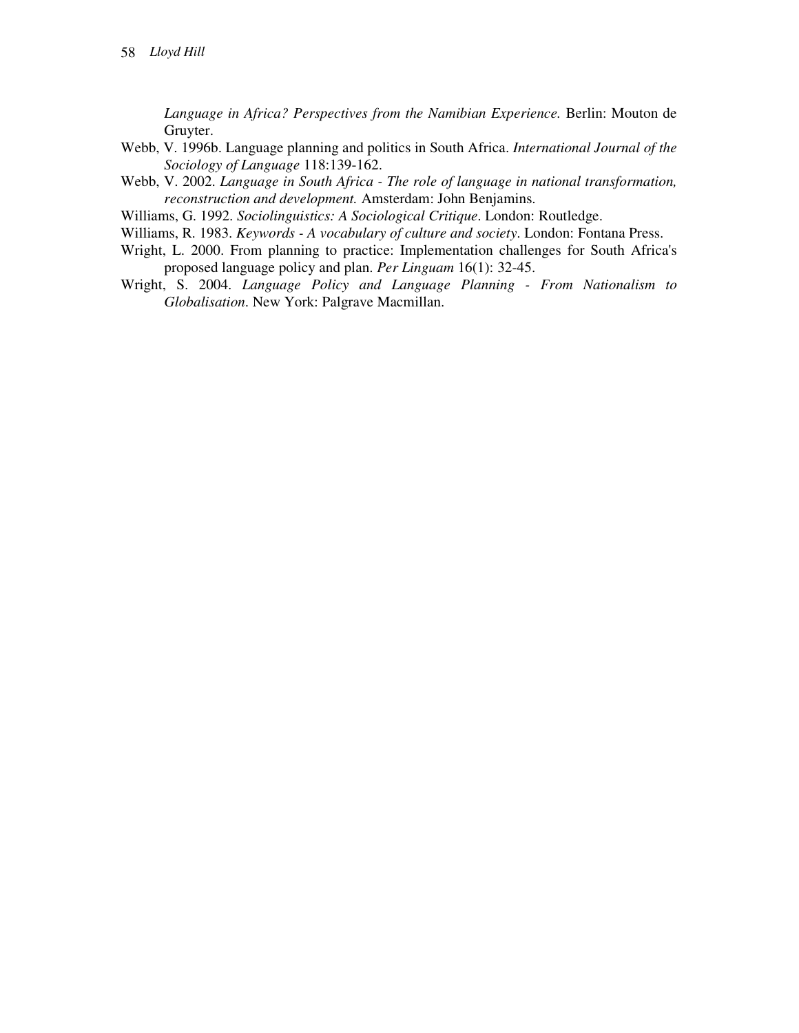*Language in Africa? Perspectives from the Namibian Experience.* Berlin: Mouton de Gruyter.

Webb, V. 1996b. Language planning and politics in South Africa. *International Journal of the Sociology of Language* 118:139-162.

Webb, V. 2002. *Language in South Africa - The role of language in national transformation, reconstruction and development.* Amsterdam: John Benjamins.

Williams, G. 1992. *Sociolinguistics: A Sociological Critique*. London: Routledge.

Williams, R. 1983. *Keywords - A vocabulary of culture and society*. London: Fontana Press.

Wright, L. 2000. From planning to practice: Implementation challenges for South Africa's proposed language policy and plan. *Per Linguam* 16(1): 32-45.

Wright, S. 2004. *Language Policy and Language Planning - From Nationalism to Globalisation*. New York: Palgrave Macmillan.